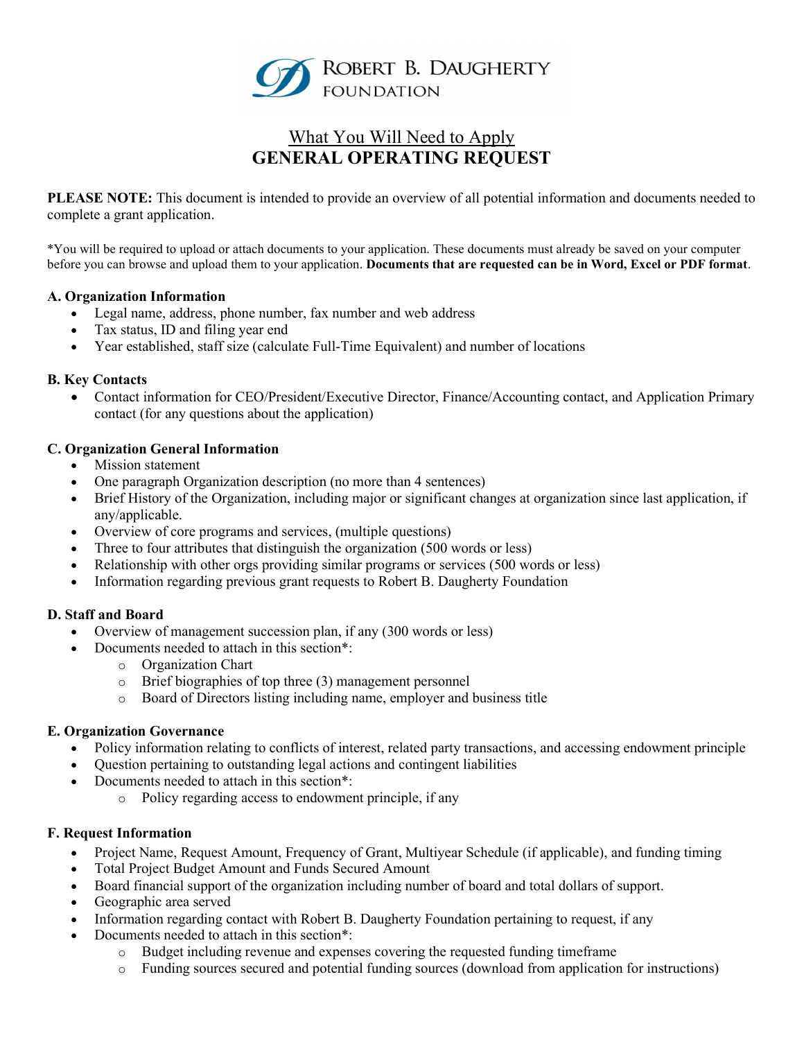ROBERT B. DAUGHERTY FOUNDATION

# What You Will Need to Apply
# GENERAL OPERATING REQUEST

**PLEASE NOTE:** This document is intended to provide an overview of all potential information and documents needed to complete a grant application.

*You will be required to upload or attach documents to your application. These documents must already be saved on your computer before you can browse and upload them to your application. **Documents that are requested can be in Word, Excel or PDF format**.

### A. Organization Information

- Legal name, address, phone number, fax number and web address
- Tax status, ID and filing year end
- Year established, staff size (calculate Full-Time Equivalent) and number of locations

### B. Key Contacts

- Contact information for CEO/President/Executive Director, Finance/Accounting contact, and Application Primary contact (for any questions about the application)

### C. Organization General Information

- Mission statement
- One paragraph Organization description (no more than 4 sentences)
- Brief History of the Organization, including major or significant changes at organization since last application, if any/applicable.
- Overview of core programs and services, (multiple questions)
- Three to four attributes that distinguish the organization (500 words or less)
- Relationship with other orgs providing similar programs or services (500 words or less)
- Information regarding previous grant requests to Robert B. Daugherty Foundation

### D. Staff and Board

- Overview of management succession plan, if any (300 words or less)
- Documents needed to attach in this section*:
  - Organization Chart
  - Brief biographies of top three (3) management personnel
  - Board of Directors listing including name, employer and business title

### E. Organization Governance

- Policy information relating to conflicts of interest, related party transactions, and accessing endowment principle
- Question pertaining to outstanding legal actions and contingent liabilities
- Documents needed to attach in this section*:
  - Policy regarding access to endowment principle, if any

### F. Request Information

- Project Name, Request Amount, Frequency of Grant, Multiyear Schedule (if applicable), and funding timing
- Total Project Budget Amount and Funds Secured Amount
- Board financial support of the organization including number of board and total dollars of support.
- Geographic area served
- Information regarding contact with Robert B. Daugherty Foundation pertaining to request, if any
- Documents needed to attach in this section*:
  - Budget including revenue and expenses covering the requested funding timeframe
  - Funding sources secured and potential funding sources (download from application for instructions)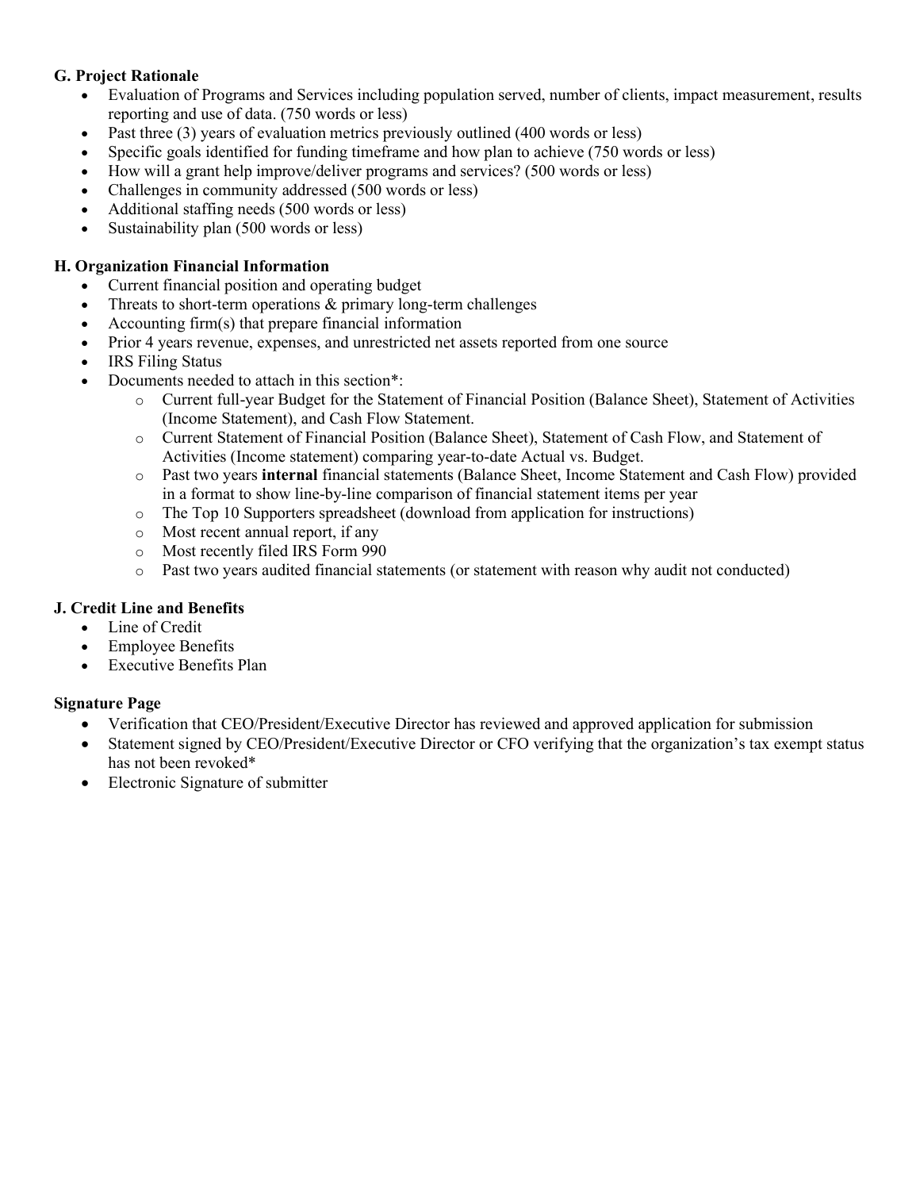**G. Project Rationale**

- Evaluation of Programs and Services including population served, number of clients, impact measurement, results reporting and use of data. (750 words or less)
- Past three (3) years of evaluation metrics previously outlined (400 words or less)
- Specific goals identified for funding timeframe and how plan to achieve (750 words or less)
- How will a grant help improve/deliver programs and services? (500 words or less)
- Challenges in community addressed (500 words or less)
- Additional staffing needs (500 words or less)
- Sustainability plan (500 words or less)

**H. Organization Financial Information**

- Current financial position and operating budget
- Threats to short-term operations & primary long-term challenges
- Accounting firm(s) that prepare financial information
- Prior 4 years revenue, expenses, and unrestricted net assets reported from one source
- IRS Filing Status
- Documents needed to attach in this section*:
    - Current full-year Budget for the Statement of Financial Position (Balance Sheet), Statement of Activities (Income Statement), and Cash Flow Statement.
    - Current Statement of Financial Position (Balance Sheet), Statement of Cash Flow, and Statement of Activities (Income statement) comparing year-to-date Actual vs. Budget.
    - Past two years **internal** financial statements (Balance Sheet, Income Statement and Cash Flow) provided in a format to show line-by-line comparison of financial statement items per year
    - The Top 10 Supporters spreadsheet (download from application for instructions)
    - Most recent annual report, if any
    - Most recently filed IRS Form 990
    - Past two years audited financial statements (or statement with reason why audit not conducted)

**J. Credit Line and Benefits**

- Line of Credit
- Employee Benefits
- Executive Benefits Plan

**Signature Page**

- Verification that CEO/President/Executive Director has reviewed and approved application for submission
- Statement signed by CEO/President/Executive Director or CFO verifying that the organization's tax exempt status has not been revoked*
- Electronic Signature of submitter